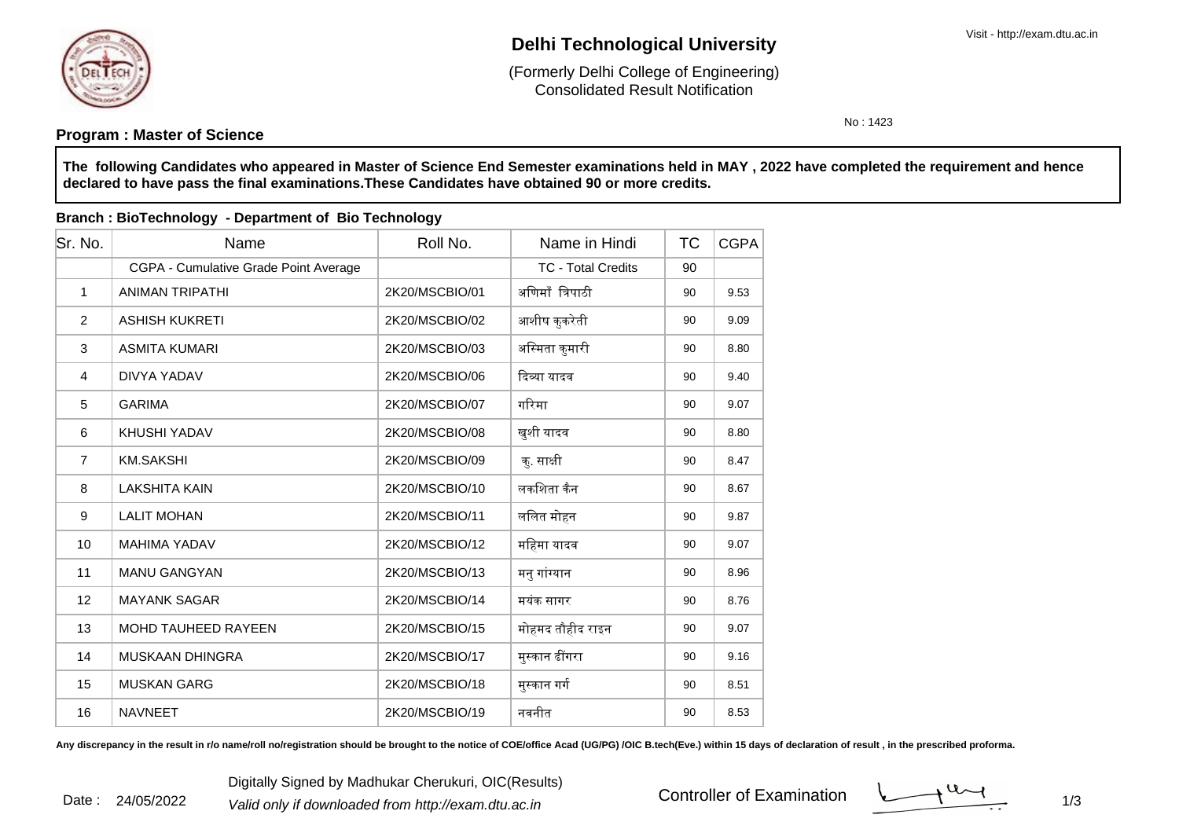# Delhi Technological University

(Formerly Delhi College of Engineering)
Consolidated Result Notification

Visit - http://exam.dtu.ac.in

No : 1423

**Program : Master of Science**

**The following Candidates who appeared in Master of Science End Semester examinations held in MAY , 2022 have completed the requirement and hence declared to have pass the final examinations.These Candidates have obtained 90 or more credits.**

**Branch : BioTechnology - Department of Bio Technology**

| Sr. No. | Name | Roll No. | Name in Hindi | TC | CGPA |
|---|---|---|---|---|---|
| | CGPA - Cumulative Grade Point Average | | TC - Total Credits | 90 | |
| 1 | ANIMAN TRIPATHI | 2K20/MSCBIO/01 | अणिमाँ त्रिपाठी | 90 | 9.53 |
| 2 | ASHISH KUKRETI | 2K20/MSCBIO/02 | आशीष कुकरेती | 90 | 9.09 |
| 3 | ASMITA KUMARI | 2K20/MSCBIO/03 | अस्मिता कुमारी | 90 | 8.80 |
| 4 | DIVYA YADAV | 2K20/MSCBIO/06 | दिव्या यादव | 90 | 9.40 |
| 5 | GARIMA | 2K20/MSCBIO/07 | गरिमा | 90 | 9.07 |
| 6 | KHUSHI YADAV | 2K20/MSCBIO/08 | खुशी यादव | 90 | 8.80 |
| 7 | KM.SAKSHI | 2K20/MSCBIO/09 | कु. साक्षी | 90 | 8.47 |
| 8 | LAKSHITA KAIN | 2K20/MSCBIO/10 | लकशिता कैन | 90 | 8.67 |
| 9 | LALIT MOHAN | 2K20/MSCBIO/11 | ललित मोहन | 90 | 9.87 |
| 10 | MAHIMA YADAV | 2K20/MSCBIO/12 | महिमा यादव | 90 | 9.07 |
| 11 | MANU GANGYAN | 2K20/MSCBIO/13 | मनु गांग्यान | 90 | 8.96 |
| 12 | MAYANK SAGAR | 2K20/MSCBIO/14 | मयंक सागर | 90 | 8.76 |
| 13 | MOHD TAUHEED RAYEEN | 2K20/MSCBIO/15 | मोहमद तौहीद राइन | 90 | 9.07 |
| 14 | MUSKAAN DHINGRA | 2K20/MSCBIO/17 | मुस्कान ढींगरा | 90 | 9.16 |
| 15 | MUSKAN GARG | 2K20/MSCBIO/18 | मुस्कान गर्ग | 90 | 8.51 |
| 16 | NAVNEET | 2K20/MSCBIO/19 | नवनीत | 90 | 8.53 |

**Any discrepancy in the result in r/o name/roll no/registration should be brought to the notice of COE/office Acad (UG/PG) /OIC B.tech(Eve.) within 15 days of declaration of result , in the prescribed proforma.**

Date : 24/05/2022

Digitally Signed by Madhukar Cherukuri, OIC(Results)
*Valid only if downloaded from http://exam.dtu.ac.in*

Controller of Examination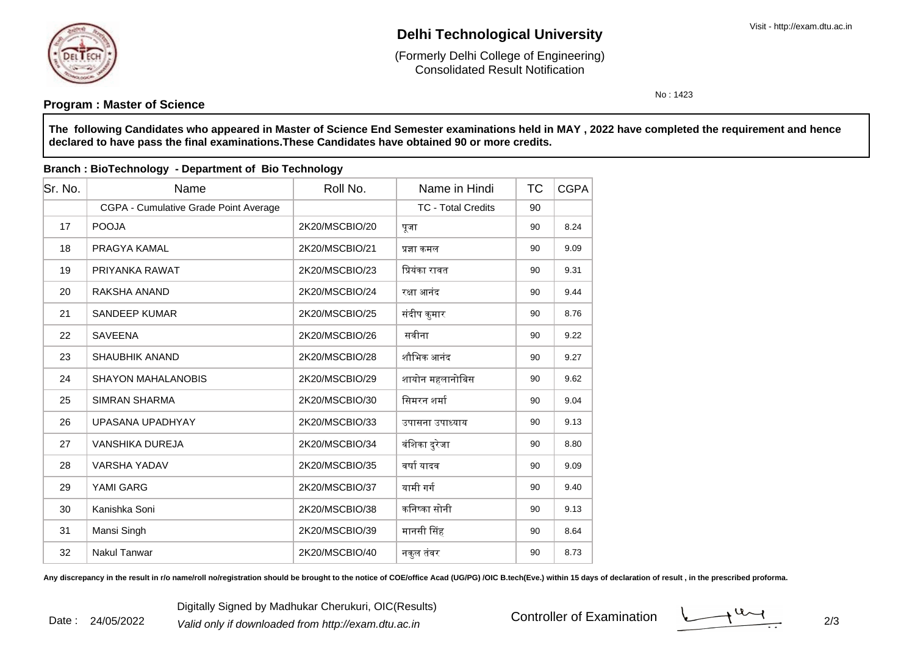# Delhi Technological University

(Formerly Delhi College of Engineering)
Consolidated Result Notification

Visit - http://exam.dtu.ac.in

No : 1423

**Program : Master of Science**

**The following Candidates who appeared in Master of Science End Semester examinations held in MAY , 2022 have completed the requirement and hence declared to have pass the final examinations.These Candidates have obtained 90 or more credits.**

**Branch : BioTechnology - Department of Bio Technology**

| Sr. No. | Name | Roll No. | Name in Hindi | TC | CGPA |
|---|---|---|---|---|---|
| | CGPA - Cumulative Grade Point Average | | TC - Total Credits | 90 | |
| 17 | POOJA | 2K20/MSCBIO/20 | पूजा | 90 | 8.24 |
| 18 | PRAGYA KAMAL | 2K20/MSCBIO/21 | प्रज्ञा कमल | 90 | 9.09 |
| 19 | PRIYANKA RAWAT | 2K20/MSCBIO/23 | प्रियंका रावत | 90 | 9.31 |
| 20 | RAKSHA ANAND | 2K20/MSCBIO/24 | रक्षा आनंद | 90 | 9.44 |
| 21 | SANDEEP KUMAR | 2K20/MSCBIO/25 | संदीप कुमार | 90 | 8.76 |
| 22 | SAVEENA | 2K20/MSCBIO/26 | सवीना | 90 | 9.22 |
| 23 | SHAUBHIK ANAND | 2K20/MSCBIO/28 | शौभिक आनंद | 90 | 9.27 |
| 24 | SHAYON MAHALANOBIS | 2K20/MSCBIO/29 | शायोन महलानोबिस | 90 | 9.62 |
| 25 | SIMRAN SHARMA | 2K20/MSCBIO/30 | सिमरन शर्मा | 90 | 9.04 |
| 26 | UPASANA UPADHYAY | 2K20/MSCBIO/33 | उपासना उपाध्याय | 90 | 9.13 |
| 27 | VANSHIKA DUREJA | 2K20/MSCBIO/34 | वंशिका दुरेजा | 90 | 8.80 |
| 28 | VARSHA YADAV | 2K20/MSCBIO/35 | वर्षा यादव | 90 | 9.09 |
| 29 | YAMI GARG | 2K20/MSCBIO/37 | यामी गर्ग | 90 | 9.40 |
| 30 | Kanishka Soni | 2K20/MSCBIO/38 | कनिष्का सोनी | 90 | 9.13 |
| 31 | Mansi Singh | 2K20/MSCBIO/39 | मानसी सिंह | 90 | 8.64 |
| 32 | Nakul Tanwar | 2K20/MSCBIO/40 | नकुल तंवर | 90 | 8.73 |

**Any discrepancy in the result in r/o name/roll no/registration should be brought to the notice of COE/office Acad (UG/PG) /OIC B.tech(Eve.) within 15 days of declaration of result , in the prescribed proforma.**

Date : 24/05/2022

Digitally Signed by Madhukar Cherukuri, OIC(Results)

*Valid only if downloaded from http://exam.dtu.ac.in*

Controller of Examination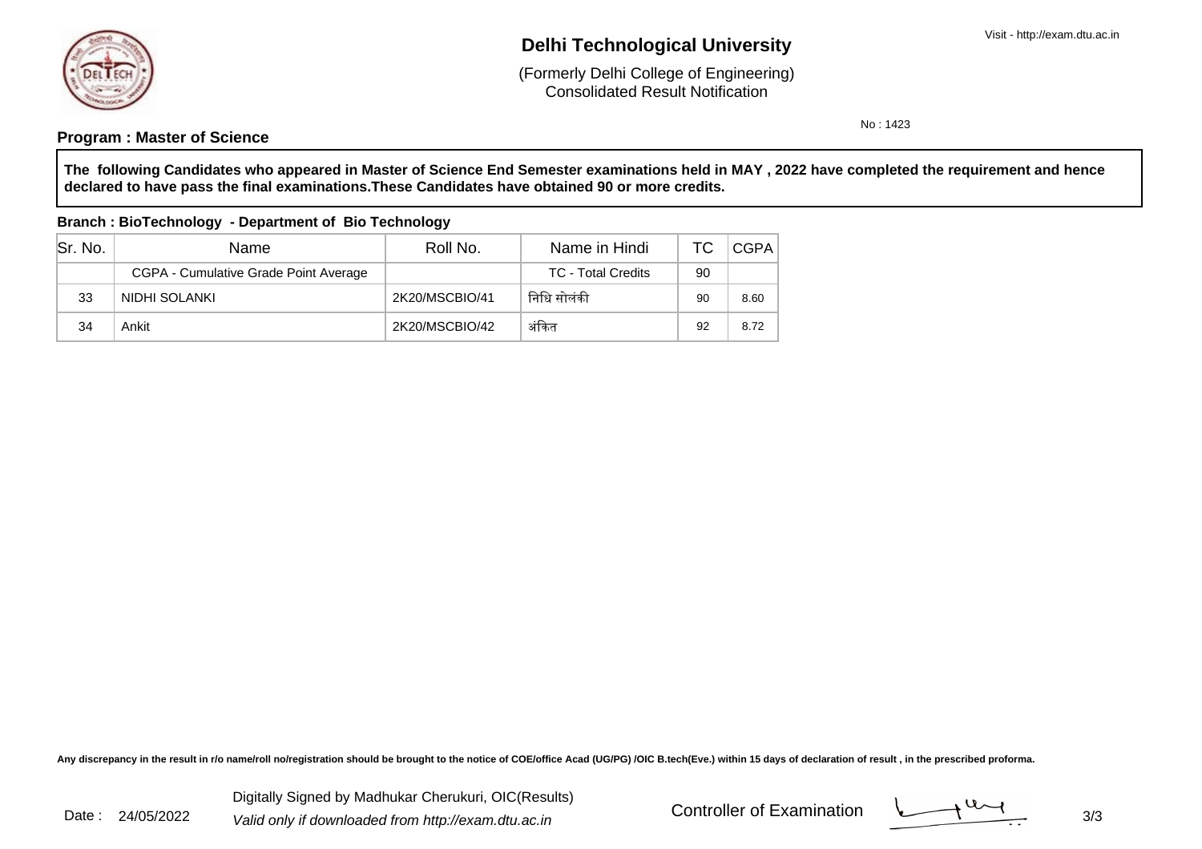# Delhi Technological University

(Formerly Delhi College of Engineering)
Consolidated Result Notification

No : 1423

**Program : Master of Science**

**The following Candidates who appeared in Master of Science End Semester examinations held in MAY , 2022 have completed the requirement and hence declared to have pass the final examinations.These Candidates have obtained 90 or more credits.**

**Branch : BioTechnology - Department of Bio Technology**

| Sr. No. | Name | Roll No. | Name in Hindi | TC | CGPA |
|---|---|---|---|---|---|
| | CGPA - Cumulative Grade Point Average | | TC - Total Credits | 90 | |
| 33 | NIDHI SOLANKI | 2K20/MSCBIO/41 | निधि सोलंकी | 90 | 8.60 |
| 34 | Ankit | 2K20/MSCBIO/42 | अंकित | 92 | 8.72 |

**Any discrepancy in the result in r/o name/roll no/registration should be brought to the notice of COE/office Acad (UG/PG) /OIC B.tech(Eve.) within 15 days of declaration of result , in the prescribed proforma.**

Date : 24/05/2022

Digitally Signed by Madhukar Cherukuri, OIC(Results)

*Valid only if downloaded from http://exam.dtu.ac.in*

Controller of Examination